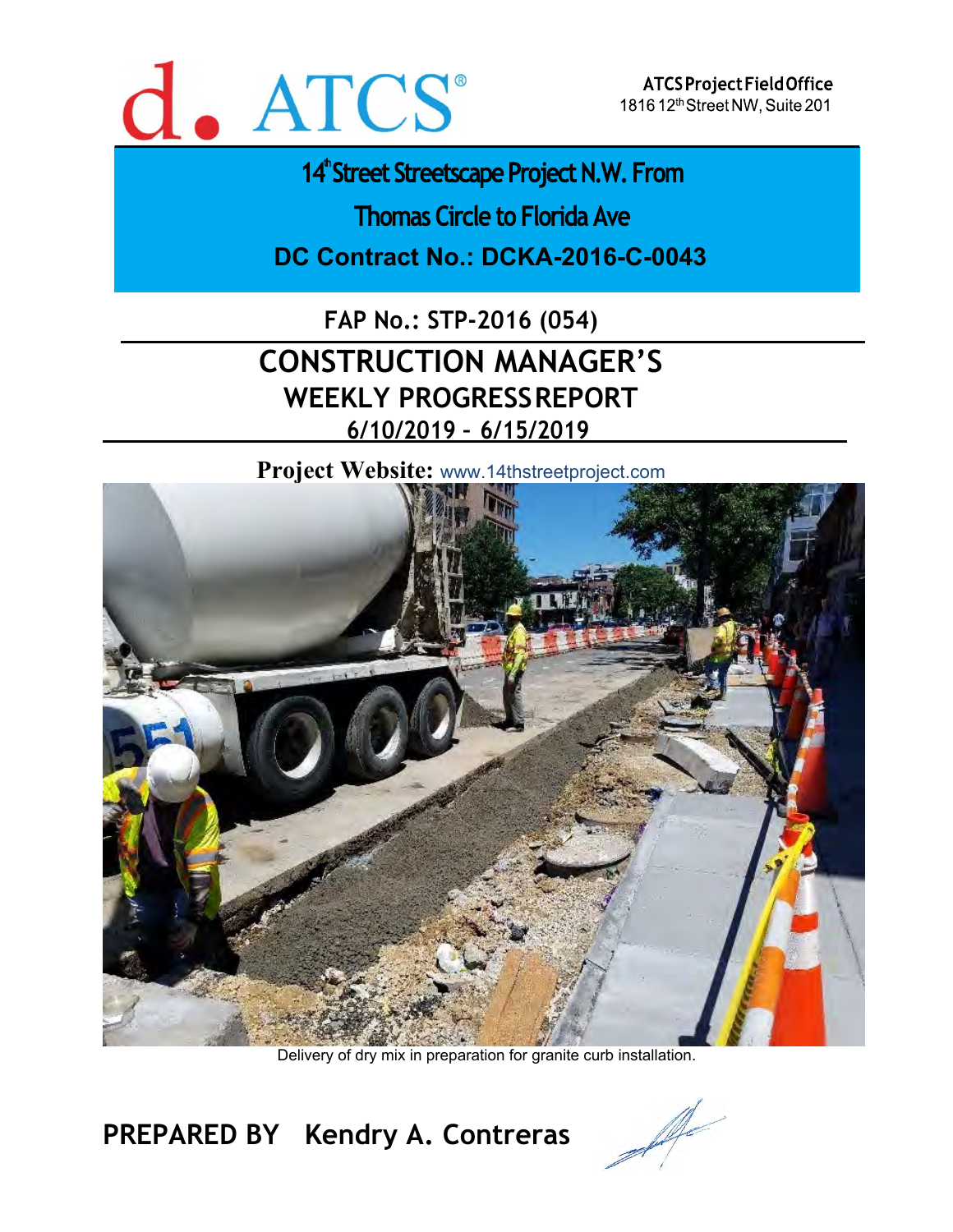d. ATCS®

**ATCS Project Field Office**
1816 12th Street NW, Suite 201

# 14th Street Streetscape Project N.W. From Thomas Circle to Florida Ave

## DC Contract No.: DCKA-2016-C-0043

### FAP No.: STP-2016 (054)

# CONSTRUCTION MANAGER'S WEEKLY PROGRESS REPORT

### 6/10/2019 – 6/15/2019

**Project Website:** www.14thstreetproject.com

Delivery of dry mix in preparation for granite curb installation.

**PREPARED BY Kendry A. Contreras**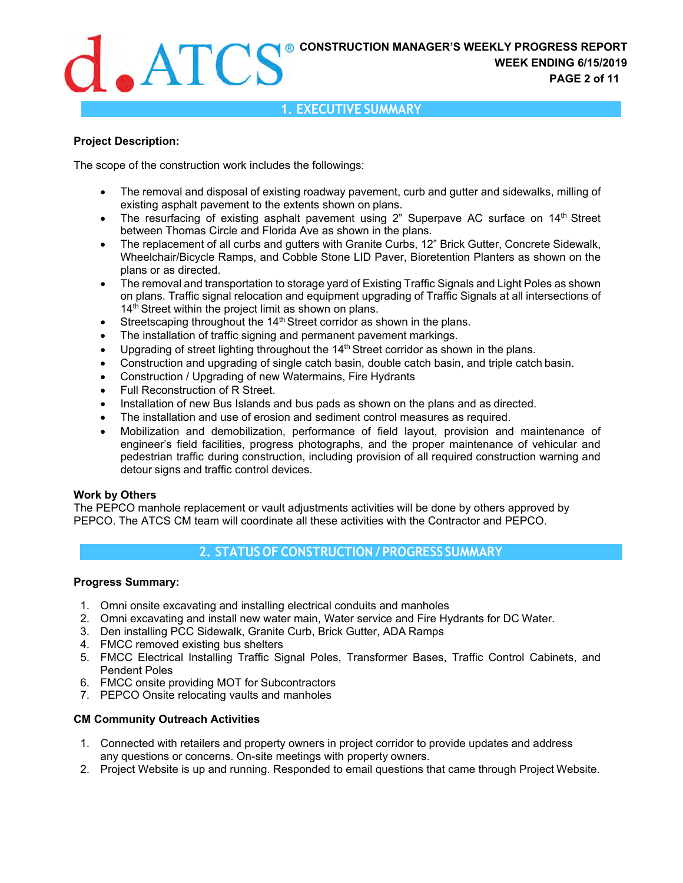## 1. EXECUTIVE SUMMARY

**Project Description:**

The scope of the construction work includes the followings:

- The removal and disposal of existing roadway pavement, curb and gutter and sidewalks, milling of existing asphalt pavement to the extents shown on plans.
- The resurfacing of existing asphalt pavement using 2" Superpave AC surface on 14th Street between Thomas Circle and Florida Ave as shown in the plans.
- The replacement of all curbs and gutters with Granite Curbs, 12" Brick Gutter, Concrete Sidewalk, Wheelchair/Bicycle Ramps, and Cobble Stone LID Paver, Bioretention Planters as shown on the plans or as directed.
- The removal and transportation to storage yard of Existing Traffic Signals and Light Poles as shown on plans. Traffic signal relocation and equipment upgrading of Traffic Signals at all intersections of 14th Street within the project limit as shown on plans.
- Streetscaping throughout the 14th Street corridor as shown in the plans.
- The installation of traffic signing and permanent pavement markings.
- Upgrading of street lighting throughout the 14th Street corridor as shown in the plans.
- Construction and upgrading of single catch basin, double catch basin, and triple catch basin.
- Construction / Upgrading of new Watermains, Fire Hydrants
- Full Reconstruction of R Street.
- Installation of new Bus Islands and bus pads as shown on the plans and as directed.
- The installation and use of erosion and sediment control measures as required.
- Mobilization and demobilization, performance of field layout, provision and maintenance of engineer's field facilities, progress photographs, and the proper maintenance of vehicular and pedestrian traffic during construction, including provision of all required construction warning and detour signs and traffic control devices.

**Work by Others**

The PEPCO manhole replacement or vault adjustments activities will be done by others approved by PEPCO. The ATCS CM team will coordinate all these activities with the Contractor and PEPCO.

## 2. STATUS OF CONSTRUCTION / PROGRESS SUMMARY

**Progress Summary:**

1. Omni onsite excavating and installing electrical conduits and manholes
2. Omni excavating and install new water main, Water service and Fire Hydrants for DC Water.
3. Den installing PCC Sidewalk, Granite Curb, Brick Gutter, ADA Ramps
4. FMCC removed existing bus shelters
5. FMCC Electrical Installing Traffic Signal Poles, Transformer Bases, Traffic Control Cabinets, and Pendent Poles
6. FMCC onsite providing MOT for Subcontractors
7. PEPCO Onsite relocating vaults and manholes

**CM Community Outreach Activities**

1. Connected with retailers and property owners in project corridor to provide updates and address any questions or concerns. On-site meetings with property owners.
2. Project Website is up and running. Responded to email questions that came through Project Website.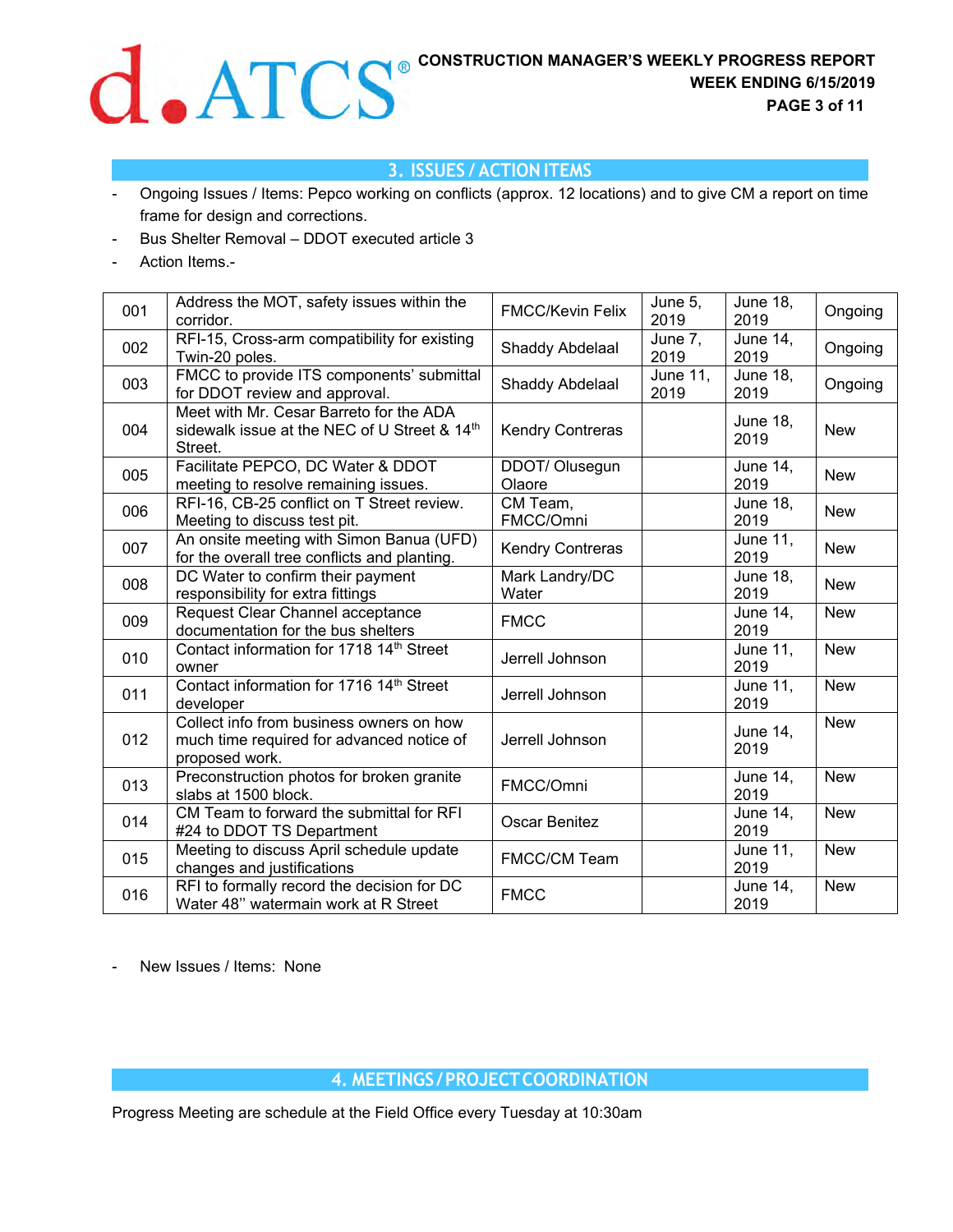## 3. ISSUES / ACTION ITEMS

- Ongoing Issues / Items: Pepco working on conflicts (approx. 12 locations) and to give CM a report on time frame for design and corrections.
- Bus Shelter Removal – DDOT executed article 3
- Action Items.-

| | | | | | |
|---|---|---|---|---|---|
| 001 | Address the MOT, safety issues within the corridor. | FMCC/Kevin Felix | June 5, 2019 | June 18, 2019 | Ongoing |
| 002 | RFI-15, Cross-arm compatibility for existing Twin-20 poles. | Shaddy Abdelaal | June 7, 2019 | June 14, 2019 | Ongoing |
| 003 | FMCC to provide ITS components' submittal for DDOT review and approval. | Shaddy Abdelaal | June 11, 2019 | June 18, 2019 | Ongoing |
| 004 | Meet with Mr. Cesar Barreto for the ADA sidewalk issue at the NEC of U Street & 14th Street. | Kendry Contreras | | June 18, 2019 | New |
| 005 | Facilitate PEPCO, DC Water & DDOT meeting to resolve remaining issues. | DDOT/ Olusegun Olaore | | June 14, 2019 | New |
| 006 | RFI-16, CB-25 conflict on T Street review. Meeting to discuss test pit. | CM Team, FMCC/Omni | | June 18, 2019 | New |
| 007 | An onsite meeting with Simon Banua (UFD) for the overall tree conflicts and planting. | Kendry Contreras | | June 11, 2019 | New |
| 008 | DC Water to confirm their payment responsibility for extra fittings | Mark Landry/DC Water | | June 18, 2019 | New |
| 009 | Request Clear Channel acceptance documentation for the bus shelters | FMCC | | June 14, 2019 | New |
| 010 | Contact information for 1718 14th Street owner | Jerrell Johnson | | June 11, 2019 | New |
| 011 | Contact information for 1716 14th Street developer | Jerrell Johnson | | June 11, 2019 | New |
| 012 | Collect info from business owners on how much time required for advanced notice of proposed work. | Jerrell Johnson | | June 14, 2019 | New |
| 013 | Preconstruction photos for broken granite slabs at 1500 block. | FMCC/Omni | | June 14, 2019 | New |
| 014 | CM Team to forward the submittal for RFI #24 to DDOT TS Department | Oscar Benitez | | June 14, 2019 | New |
| 015 | Meeting to discuss April schedule update changes and justifications | FMCC/CM Team | | June 11, 2019 | New |
| 016 | RFI to formally record the decision for DC Water 48" watermain work at R Street | FMCC | | June 14, 2019 | New |

- New Issues / Items: None

## 4. MEETINGS / PROJECT COORDINATION

Progress Meeting are schedule at the Field Office every Tuesday at 10:30am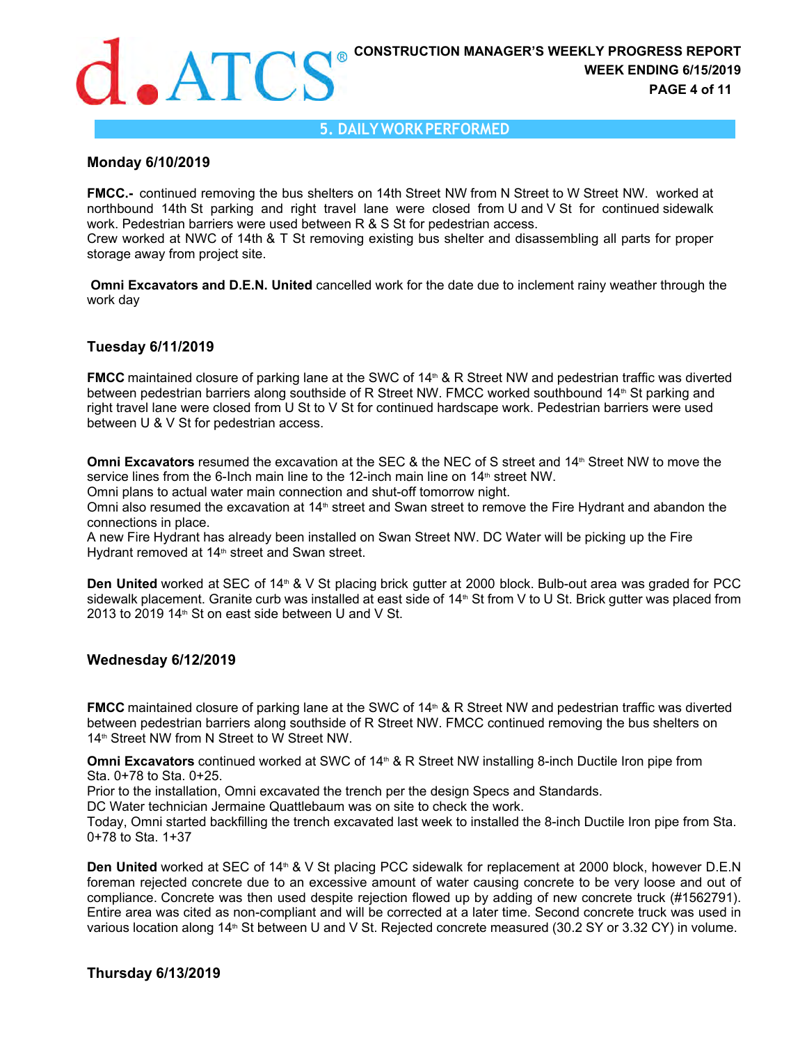## 5. DAILY WORK PERFORMED

### Monday 6/10/2019

**FMCC.-** continued removing the bus shelters on 14th Street NW from N Street to W Street NW. worked at northbound 14th St parking and right travel lane were closed from U and V St for continued sidewalk work. Pedestrian barriers were used between R & S St for pedestrian access.
Crew worked at NWC of 14th & T St removing existing bus shelter and disassembling all parts for proper storage away from project site.

**Omni Excavators and D.E.N. United** cancelled work for the date due to inclement rainy weather through the work day

### Tuesday 6/11/2019

**FMCC** maintained closure of parking lane at the SWC of 14th & R Street NW and pedestrian traffic was diverted between pedestrian barriers along southside of R Street NW. FMCC worked southbound 14th St parking and right travel lane were closed from U St to V St for continued hardscape work. Pedestrian barriers were used between U & V St for pedestrian access.

**Omni Excavators** resumed the excavation at the SEC & the NEC of S street and 14th Street NW to move the service lines from the 6-Inch main line to the 12-inch main line on 14th street NW.
Omni plans to actual water main connection and shut-off tomorrow night.
Omni also resumed the excavation at 14th street and Swan street to remove the Fire Hydrant and abandon the connections in place.
A new Fire Hydrant has already been installed on Swan Street NW. DC Water will be picking up the Fire Hydrant removed at 14th street and Swan street.

**Den United** worked at SEC of 14th & V St placing brick gutter at 2000 block. Bulb-out area was graded for PCC sidewalk placement. Granite curb was installed at east side of 14th St from V to U St. Brick gutter was placed from 2013 to 2019 14th St on east side between U and V St.

### Wednesday 6/12/2019

**FMCC** maintained closure of parking lane at the SWC of 14th & R Street NW and pedestrian traffic was diverted between pedestrian barriers along southside of R Street NW. FMCC continued removing the bus shelters on 14th Street NW from N Street to W Street NW.

**Omni Excavators** continued worked at SWC of 14th & R Street NW installing 8-inch Ductile Iron pipe from Sta. 0+78 to Sta. 0+25.
Prior to the installation, Omni excavated the trench per the design Specs and Standards.
DC Water technician Jermaine Quattlebaum was on site to check the work.
Today, Omni started backfilling the trench excavated last week to installed the 8-inch Ductile Iron pipe from Sta. 0+78 to Sta. 1+37

**Den United** worked at SEC of 14th & V St placing PCC sidewalk for replacement at 2000 block, however D.E.N foreman rejected concrete due to an excessive amount of water causing concrete to be very loose and out of compliance. Concrete was then used despite rejection flowed up by adding of new concrete truck (#1562791). Entire area was cited as non-compliant and will be corrected at a later time. Second concrete truck was used in various location along 14th St between U and V St. Rejected concrete measured (30.2 SY or 3.32 CY) in volume.

### Thursday 6/13/2019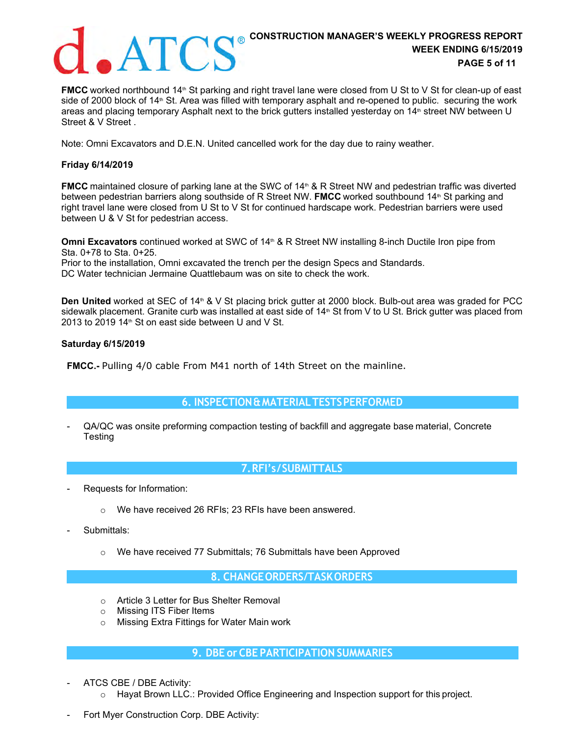**FMCC** worked northbound 14th St parking and right travel lane were closed from U St to V St for clean-up of east side of 2000 block of 14th St. Area was filled with temporary asphalt and re-opened to public. securing the work areas and placing temporary Asphalt next to the brick gutters installed yesterday on 14th street NW between U Street & V Street .

Note: Omni Excavators and D.E.N. United cancelled work for the day due to rainy weather.

**Friday 6/14/2019**

**FMCC** maintained closure of parking lane at the SWC of 14th & R Street NW and pedestrian traffic was diverted between pedestrian barriers along southside of R Street NW. **FMCC** worked southbound 14th St parking and right travel lane were closed from U St to V St for continued hardscape work. Pedestrian barriers were used between U & V St for pedestrian access.

**Omni Excavators** continued worked at SWC of 14th & R Street NW installing 8-inch Ductile Iron pipe from Sta. 0+78 to Sta. 0+25.
Prior to the installation, Omni excavated the trench per the design Specs and Standards.
DC Water technician Jermaine Quattlebaum was on site to check the work.

**Den United** worked at SEC of 14th & V St placing brick gutter at 2000 block. Bulb-out area was graded for PCC sidewalk placement. Granite curb was installed at east side of 14th St from V to U St. Brick gutter was placed from 2013 to 2019 14th St on east side between U and V St.

**Saturday 6/15/2019**

**FMCC.-** Pulling 4/0 cable From M41 north of 14th Street on the mainline.

## 6. INSPECTION & MATERIAL TESTS PERFORMED

- QA/QC was onsite preforming compaction testing of backfill and aggregate base material, Concrete Testing

## 7. RFI's / SUBMITTALS

- Requests for Information:
  - We have received 26 RFIs; 23 RFIs have been answered.
- Submittals:
  - We have received 77 Submittals; 76 Submittals have been Approved

## 8. CHANGE ORDERS/TASK ORDERS

- Article 3 Letter for Bus Shelter Removal
- Missing ITS Fiber Items
- Missing Extra Fittings for Water Main work

## 9. DBE or CBE PARTICIPATION SUMMARIES

- ATCS CBE / DBE Activity:
  - Hayat Brown LLC.: Provided Office Engineering and Inspection support for this project.
- Fort Myer Construction Corp. DBE Activity: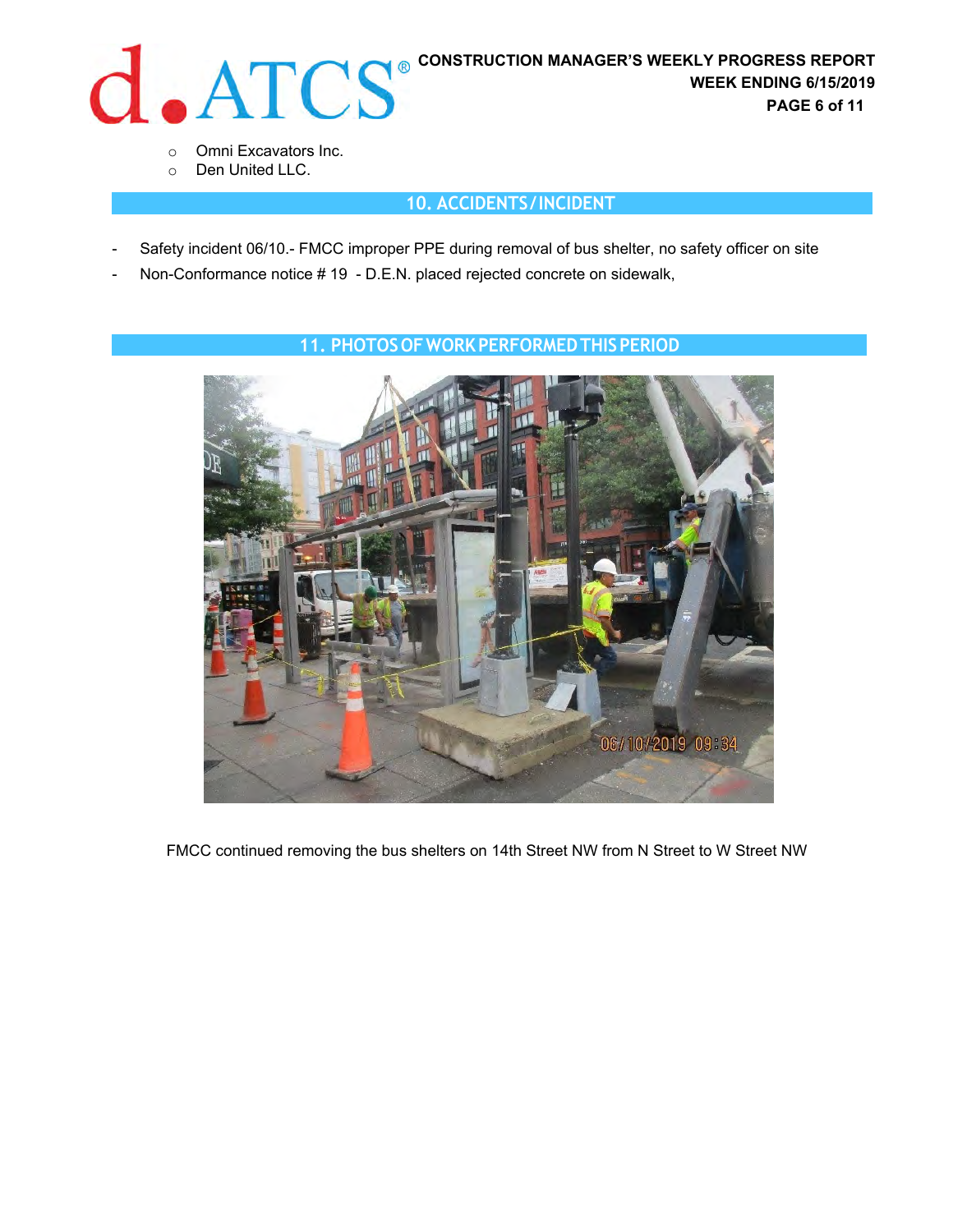- Omni Excavators Inc.
- Den United LLC.

## 10. ACCIDENTS/INCIDENT

- Safety incident 06/10.- FMCC improper PPE during removal of bus shelter, no safety officer on site
- Non-Conformance notice # 19 - D.E.N. placed rejected concrete on sidewalk,

## 11. PHOTOS OF WORK PERFORMED THIS PERIOD

FMCC continued removing the bus shelters on 14th Street NW from N Street to W Street NW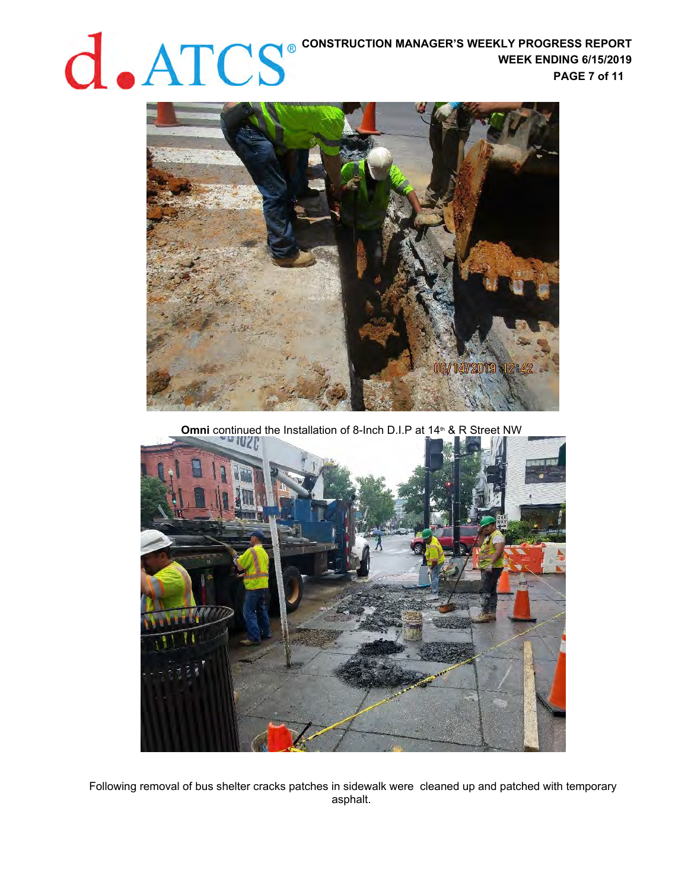**Omni** continued the Installation of 8-Inch D.I.P at 14th & R Street NW

Following removal of bus shelter cracks patches in sidewalk were cleaned up and patched with temporary asphalt.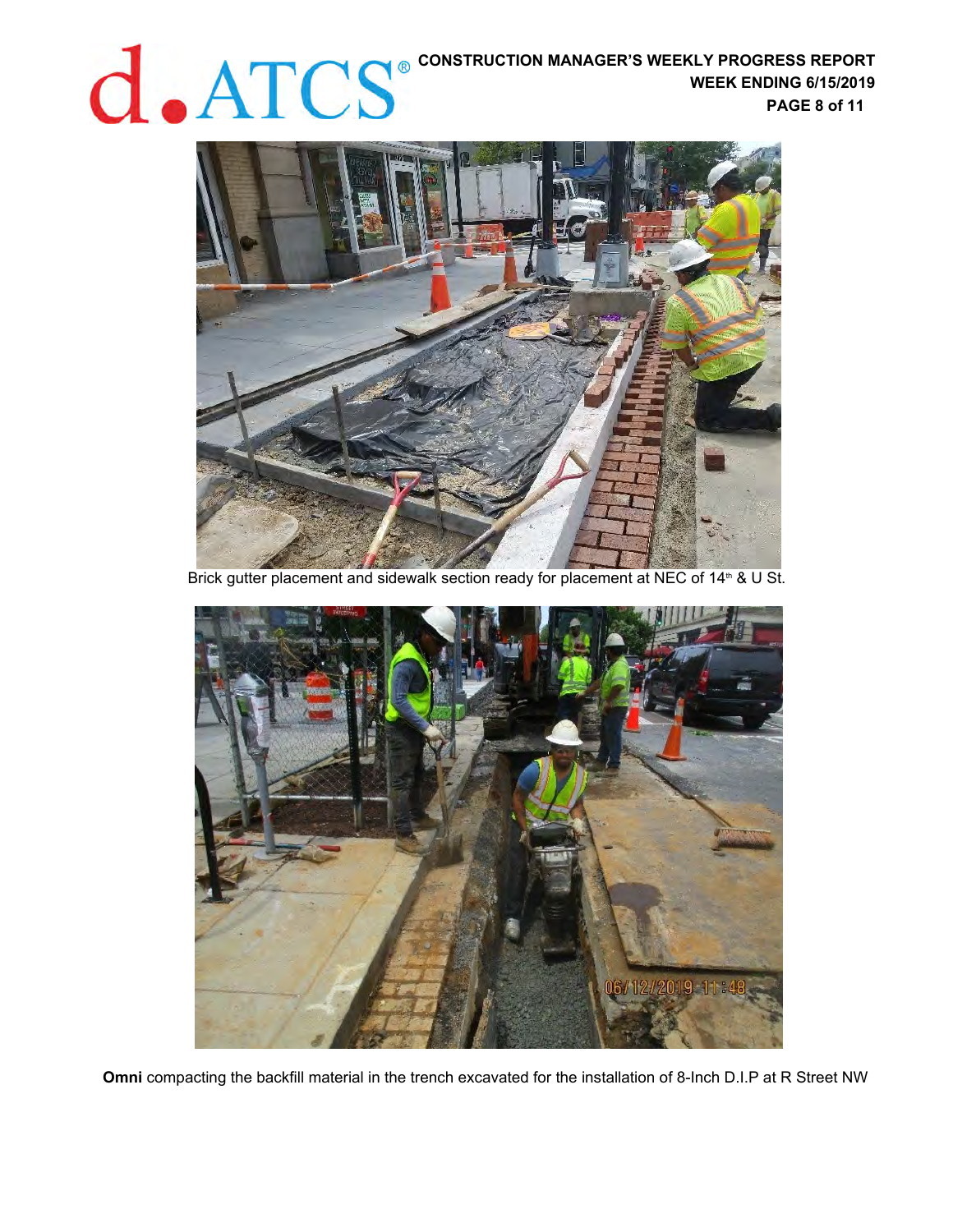Brick gutter placement and sidewalk section ready for placement at NEC of 14th & U St.

**Omni** compacting the backfill material in the trench excavated for the installation of 8-Inch D.I.P at R Street NW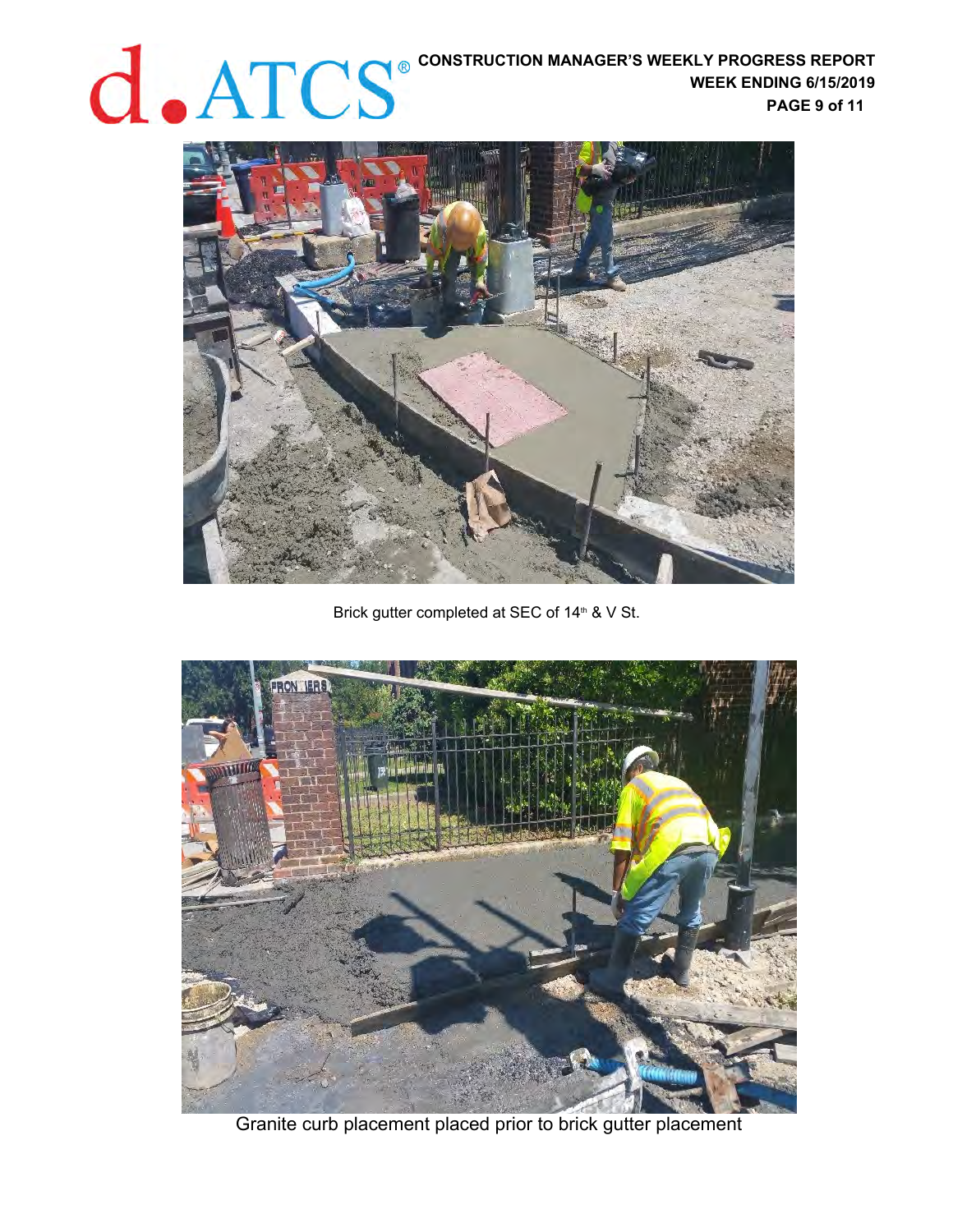Brick gutter completed at SEC of 14th & V St.

Granite curb placement placed prior to brick gutter placement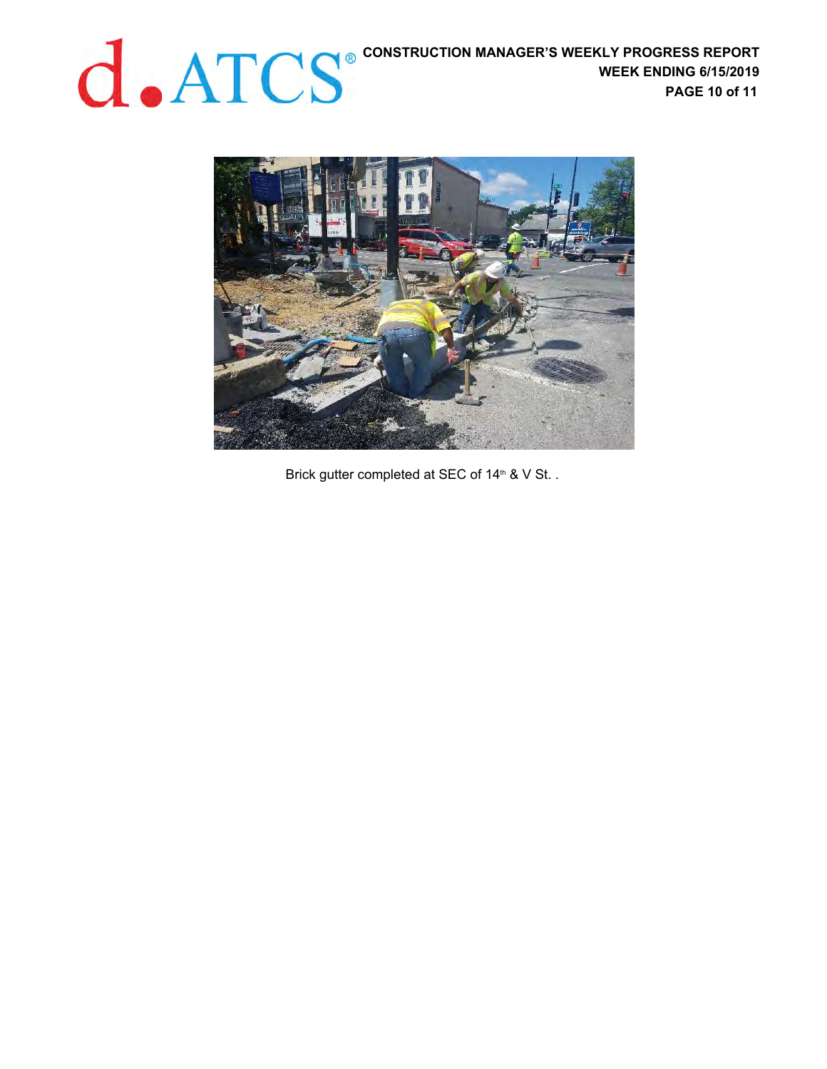Brick gutter completed at SEC of 14th & V St. .